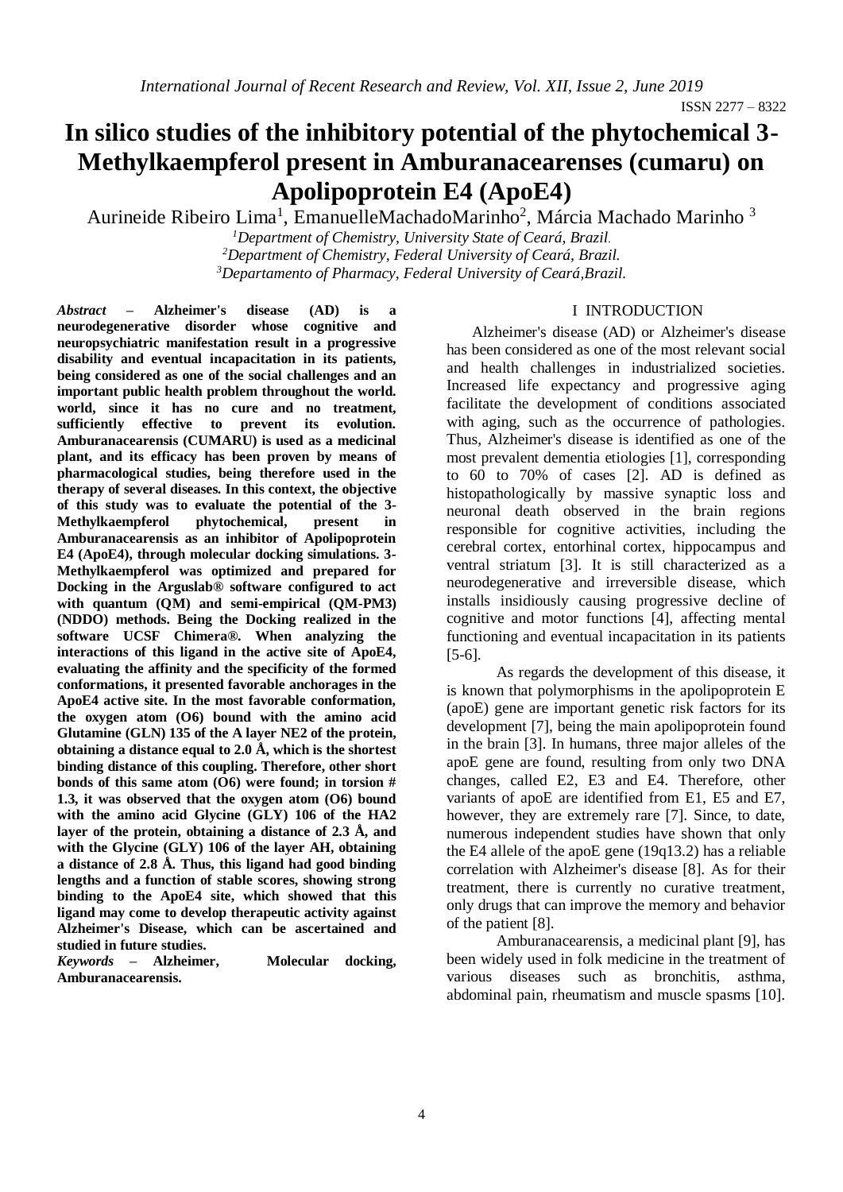# In silico studies of the inhibitory potential of the phytochemical 3-Methylkaempferol present in Amburanacearenses (cumaru) on Apolipoprotein E4 (ApoE4)

Aurineide Ribeiro Lima[1], EmanuelleMachadoMarinho[2], Márcia Machado Marinho [3]

[1]*Department of Chemistry, University State of Ceará, Brazil.*
[2]*Department of Chemistry, Federal University of Ceará, Brazil.*
[3]*Departamento of Pharmacy, Federal University of Ceará,Brazil.*

***Abstract* – Alzheimer's disease (AD) is a neurodegenerative disorder whose cognitive and neuropsychiatric manifestation result in a progressive disability and eventual incapacitation in its patients, being considered as one of the social challenges and an important public health problem throughout the world. world, since it has no cure and no treatment, sufficiently effective to prevent its evolution. Amburanacearensis (CUMARU) is used as a medicinal plant, and its efficacy has been proven by means of pharmacological studies, being therefore used in the therapy of several diseases. In this context, the objective of this study was to evaluate the potential of the 3-Methylkaempferol phytochemical, present in Amburanacearensis as an inhibitor of Apolipoprotein E4 (ApoE4), through molecular docking simulations. 3-Methylkaempferol was optimized and prepared for Docking in the Arguslab® software configured to act with quantum (QM) and semi-empirical (QM-PM3) (NDDO) methods. Being the Docking realized in the software UCSF Chimera®. When analyzing the interactions of this ligand in the active site of ApoE4, evaluating the affinity and the specificity of the formed conformations, it presented favorable anchorages in the ApoE4 active site. In the most favorable conformation, the oxygen atom (O6) bound with the amino acid Glutamine (GLN) 135 of the A layer NE2 of the protein, obtaining a distance equal to 2.0 Å, which is the shortest binding distance of this coupling. Therefore, other short bonds of this same atom (O6) were found; in torsion # 1.3, it was observed that the oxygen atom (O6) bound with the amino acid Glycine (GLY) 106 of the HA2 layer of the protein, obtaining a distance of 2.3 Å, and with the Glycine (GLY) 106 of the layer AH, obtaining a distance of 2.8 Å. Thus, this ligand had good binding lengths and a function of stable scores, showing strong binding to the ApoE4 site, which showed that this ligand may come to develop therapeutic activity against Alzheimer's Disease, which can be ascertained and studied in future studies.**

***Keywords* – Alzheimer, Molecular docking, Amburanacearensis.**

## I INTRODUCTION

Alzheimer's disease (AD) or Alzheimer's disease has been considered as one of the most relevant social and health challenges in industrialized societies. Increased life expectancy and progressive aging facilitate the development of conditions associated with aging, such as the occurrence of pathologies. Thus, Alzheimer's disease is identified as one of the most prevalent dementia etiologies [1], corresponding to 60 to 70% of cases [2]. AD is defined as histopathologically by massive synaptic loss and neuronal death observed in the brain regions responsible for cognitive activities, including the cerebral cortex, entorhinal cortex, hippocampus and ventral striatum [3]. It is still characterized as a neurodegenerative and irreversible disease, which installs insidiously causing progressive decline of cognitive and motor functions [4], affecting mental functioning and eventual incapacitation in its patients [5-6].

As regards the development of this disease, it is known that polymorphisms in the apolipoprotein E (apoE) gene are important genetic risk factors for its development [7], being the main apolipoprotein found in the brain [3]. In humans, three major alleles of the apoE gene are found, resulting from only two DNA changes, called E2, E3 and E4. Therefore, other variants of apoE are identified from E1, E5 and E7, however, they are extremely rare [7]. Since, to date, numerous independent studies have shown that only the E4 allele of the apoE gene (19q13.2) has a reliable correlation with Alzheimer's disease [8]. As for their treatment, there is currently no curative treatment, only drugs that can improve the memory and behavior of the patient [8].

Amburanacearensis, a medicinal plant [9], has been widely used in folk medicine in the treatment of various diseases such as bronchitis, asthma, abdominal pain, rheumatism and muscle spasms [10].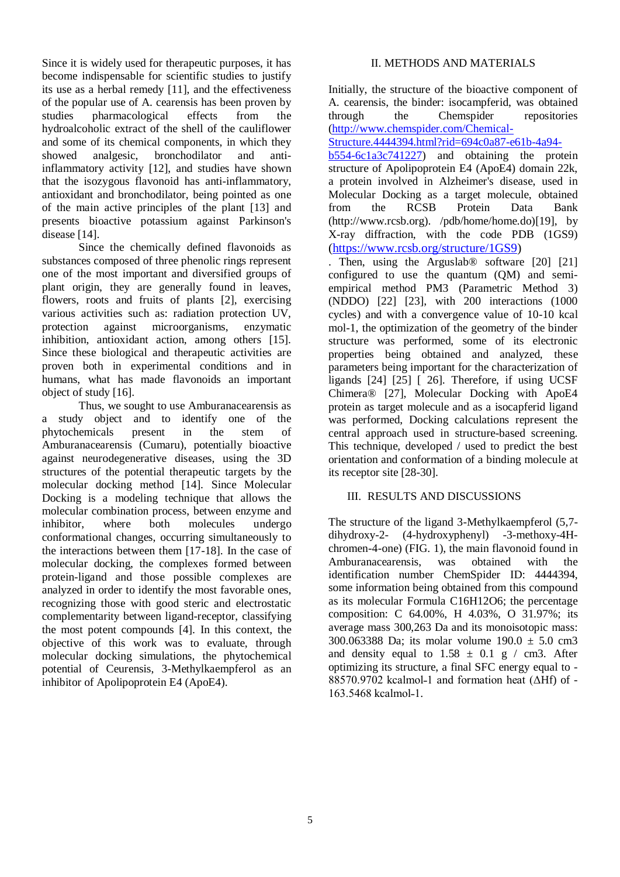Since it is widely used for therapeutic purposes, it has become indispensable for scientific studies to justify its use as a herbal remedy [11], and the effectiveness of the popular use of A. cearensis has been proven by studies pharmacological effects from the hydroalcoholic extract of the shell of the cauliflower and some of its chemical components, in which they showed analgesic, bronchodilator and anti-inflammatory activity [12], and studies have shown that the isozygous flavonoid has anti-inflammatory, antioxidant and bronchodilator, being pointed as one of the main active principles of the plant [13] and presents bioactive potassium against Parkinson's disease [14].

Since the chemically defined flavonoids as substances composed of three phenolic rings represent one of the most important and diversified groups of plant origin, they are generally found in leaves, flowers, roots and fruits of plants [2], exercising various activities such as: radiation protection UV, protection against microorganisms, enzymatic inhibition, antioxidant action, among others [15]. Since these biological and therapeutic activities are proven both in experimental conditions and in humans, what has made flavonoids an important object of study [16].

Thus, we sought to use Amburanacearensis as a study object and to identify one of the phytochemicals present in the stem of Amburanacearensis (Cumaru), potentially bioactive against neurodegenerative diseases, using the 3D structures of the potential therapeutic targets by the molecular docking method [14]. Since Molecular Docking is a modeling technique that allows the molecular combination process, between enzyme and inhibitor, where both molecules undergo conformational changes, occurring simultaneously to the interactions between them [17-18]. In the case of molecular docking, the complexes formed between protein-ligand and those possible complexes are analyzed in order to identify the most favorable ones, recognizing those with good steric and electrostatic complementarity between ligand-receptor, classifying the most potent compounds [4]. In this context, the objective of this work was to evaluate, through molecular docking simulations, the phytochemical potential of Ceurensis, 3-Methylkaempferol as an inhibitor of Apolipoprotein E4 (ApoE4).

## II. METHODS AND MATERIALS

Initially, the structure of the bioactive component of A. cearensis, the binder: isocampferid, was obtained through the Chemspider repositories (http://www.chemspider.com/Chemical-Structure.4444394.html?rid=694c0a87-e61b-4a94-b554-6c1a3c741227) and obtaining the protein structure of Apolipoprotein E4 (ApoE4) domain 22k, a protein involved in Alzheimer's disease, used in Molecular Docking as a target molecule, obtained from the RCSB Protein Data Bank (http://www.rcsb.org). /pdb/home/home.do)[19], by X-ray diffraction, with the code PDB (1GS9) (https://www.rcsb.org/structure/1GS9). Then, using the Arguslab® software [20] [21] configured to use the quantum (QM) and semi-empirical method PM3 (Parametric Method 3) (NDDO) [22] [23], with 200 interactions (1000 cycles) and with a convergence value of 10-10 kcal mol-1, the optimization of the geometry of the binder structure was performed, some of its electronic properties being obtained and analyzed, these parameters being important for the characterization of ligands [24] [25] [ 26]. Therefore, if using UCSF Chimera® [27], Molecular Docking with ApoE4 protein as target molecule and as a isocapferid ligand was performed, Docking calculations represent the central approach used in structure-based screening. This technique, developed / used to predict the best orientation and conformation of a binding molecule at its receptor site [28-30].

## III. RESULTS AND DISCUSSIONS

The structure of the ligand 3-Methylkaempferol (5,7-dihydroxy-2- (4-hydroxyphenyl) -3-methoxy-4H-chromen-4-one) (FIG. 1), the main flavonoid found in Amburanacearensis, was obtained with the identification number ChemSpider ID: 4444394, some information being obtained from this compound as its molecular Formula $C16H12O6$; the percentage composition: C 64.00%, H 4.03%, O 31.97%; its average mass 300,263 Da and its monoisotopic mass: 300.063388 Da; its molar volume 190.0 ± 5.0 cm3 and density equal to 1.58 ± 0.1 g / cm3. After optimizing its structure, a final SFC energy equal to -88570.9702 kcalmol-1 and formation heat (ΔHf) of -163.5468 kcalmol-1.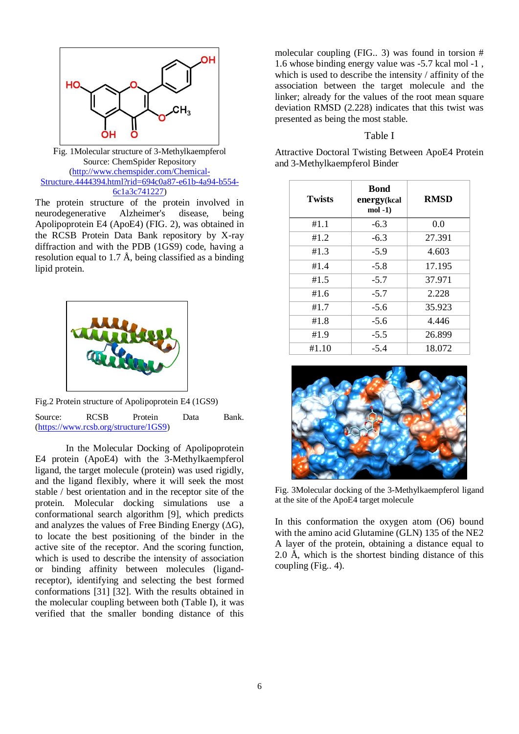Fig. 1Molecular structure of 3-Methylkaempferol
Source: ChemSpider Repository
(http://www.chemspider.com/Chemical-Structure.4444394.html?rid=694c0a87-e61b-4a94-b554-6c1a3c741227)

The protein structure of the protein involved in neurodegenerative Alzheimer's disease, being Apolipoprotein E4 (ApoE4) (FIG. 2), was obtained in the RCSB Protein Data Bank repository by X-ray diffraction and with the PDB (1GS9) code, having a resolution equal to 1.7 Å, being classified as a binding lipid protein.

Fig.2 Protein structure of Apolipoprotein E4 (1GS9)

Source: RCSB Protein Data Bank. (https://www.rcsb.org/structure/1GS9)

In the Molecular Docking of Apolipoprotein E4 protein (ApoE4) with the 3-Methylkaempferol ligand, the target molecule (protein) was used rigidly, and the ligand flexibly, where it will seek the most stable / best orientation and in the receptor site of the protein. Molecular docking simulations use a conformational search algorithm [9], which predicts and analyzes the values of Free Binding Energy (ΔG), to locate the best positioning of the binder in the active site of the receptor. And the scoring function, which is used to describe the intensity of association or binding affinity between molecules (ligand-receptor), identifying and selecting the best formed conformations [31] [32]. With the results obtained in the molecular coupling between both (Table I), it was verified that the smaller bonding distance of this molecular coupling (FIG.. 3) was found in torsion # 1.6 whose binding energy value was -5.7 kcal mol -1 , which is used to describe the intensity / affinity of the association between the target molecule and the linker; already for the values of the root mean square deviation RMSD (2.228) indicates that this twist was presented as being the most stable.

Table I

Attractive Doctoral Twisting Between ApoE4 Protein and 3-Methylkaempferol Binder

| Twists | Bond energy(kcal mol -1) | RMSD |
|---|---|---|
| #1.1 | -6.3 | 0.0 |
| #1.2 | -6.3 | 27.391 |
| #1.3 | -5.9 | 4.603 |
| #1.4 | -5.8 | 17.195 |
| #1.5 | -5.7 | 37.971 |
| #1.6 | -5.7 | 2.228 |
| #1.7 | -5.6 | 35.923 |
| #1.8 | -5.6 | 4.446 |
| #1.9 | -5.5 | 26.899 |
| #1.10 | -5.4 | 18.072 |

Fig. 3Molecular docking of the 3-Methylkaempferol ligand at the site of the ApoE4 target molecule

In this conformation the oxygen atom (O6) bound with the amino acid Glutamine (GLN) 135 of the NE2 A layer of the protein, obtaining a distance equal to 2.0 Å, which is the shortest binding distance of this coupling (Fig.. 4).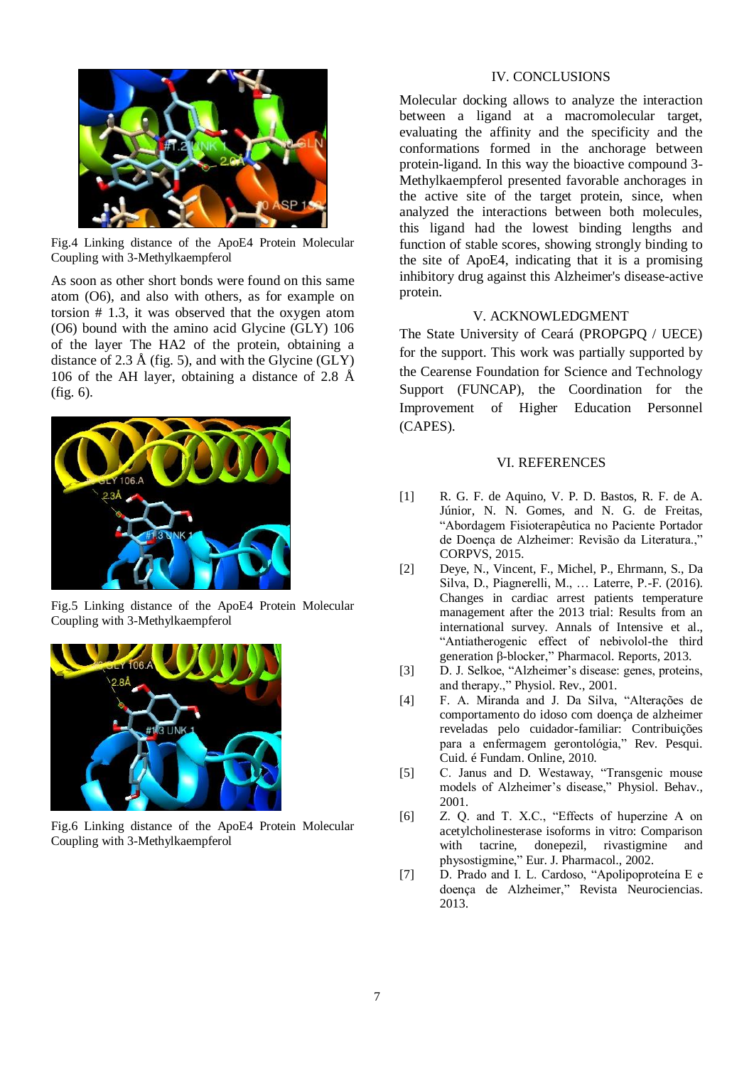Fig.4 Linking distance of the ApoE4 Protein Molecular Coupling with 3-Methylkaempferol

As soon as other short bonds were found on this same atom (O6), and also with others, as for example on torsion # 1.3, it was observed that the oxygen atom (O6) bound with the amino acid Glycine (GLY) 106 of the layer The HA2 of the protein, obtaining a distance of 2.3 Å (fig. 5), and with the Glycine (GLY) 106 of the AH layer, obtaining a distance of 2.8 Å (fig. 6).

Fig.5 Linking distance of the ApoE4 Protein Molecular Coupling with 3-Methylkaempferol

Fig.6 Linking distance of the ApoE4 Protein Molecular Coupling with 3-Methylkaempferol

## IV. CONCLUSIONS

Molecular docking allows to analyze the interaction between a ligand at a macromolecular target, evaluating the affinity and the specificity and the conformations formed in the anchorage between protein-ligand. In this way the bioactive compound 3-Methylkaempferol presented favorable anchorages in the active site of the target protein, since, when analyzed the interactions between both molecules, this ligand had the lowest binding lengths and function of stable scores, showing strongly binding to the site of ApoE4, indicating that it is a promising inhibitory drug against this Alzheimer's disease-active protein.

## V. ACKNOWLEDGMENT

The State University of Ceará (PROPGPQ / UECE) for the support. This work was partially supported by the Cearense Foundation for Science and Technology Support (FUNCAP), the Coordination for the Improvement of Higher Education Personnel (CAPES).

## VI. REFERENCES

[1] R. G. F. de Aquino, V. P. D. Bastos, R. F. de A. Júnior, N. N. Gomes, and N. G. de Freitas, "Abordagem Fisioterapêutica no Paciente Portador de Doença de Alzheimer: Revisão da Literatura.," CORPVS, 2015.

[2] Deye, N., Vincent, F., Michel, P., Ehrmann, S., Da Silva, D., Piagnerelli, M., … Laterre, P.-F. (2016). Changes in cardiac arrest patients temperature management after the 2013 trial: Results from an international survey. Annals of Intensive et al., "Antiatherogenic effect of nebivolol-the third generation β-blocker," Pharmacol. Reports, 2013.

[3] D. J. Selkoe, "Alzheimer's disease: genes, proteins, and therapy.," Physiol. Rev., 2001.

[4] F. A. Miranda and J. Da Silva, "Alterações de comportamento do idoso com doença de alzheimer reveladas pelo cuidador-familiar: Contribuições para a enfermagem gerontológia," Rev. Pesqui. Cuid. é Fundam. Online, 2010.

[5] C. Janus and D. Westaway, "Transgenic mouse models of Alzheimer's disease," Physiol. Behav., 2001.

[6] Z. Q. and T. X.C., "Effects of huperzine A on acetylcholinesterase isoforms in vitro: Comparison with tacrine, donepezil, rivastigmine and physostigmine," Eur. J. Pharmacol., 2002.

[7] D. Prado and I. L. Cardoso, "Apolipoproteína E e doença de Alzheimer," Revista Neurociencias. 2013.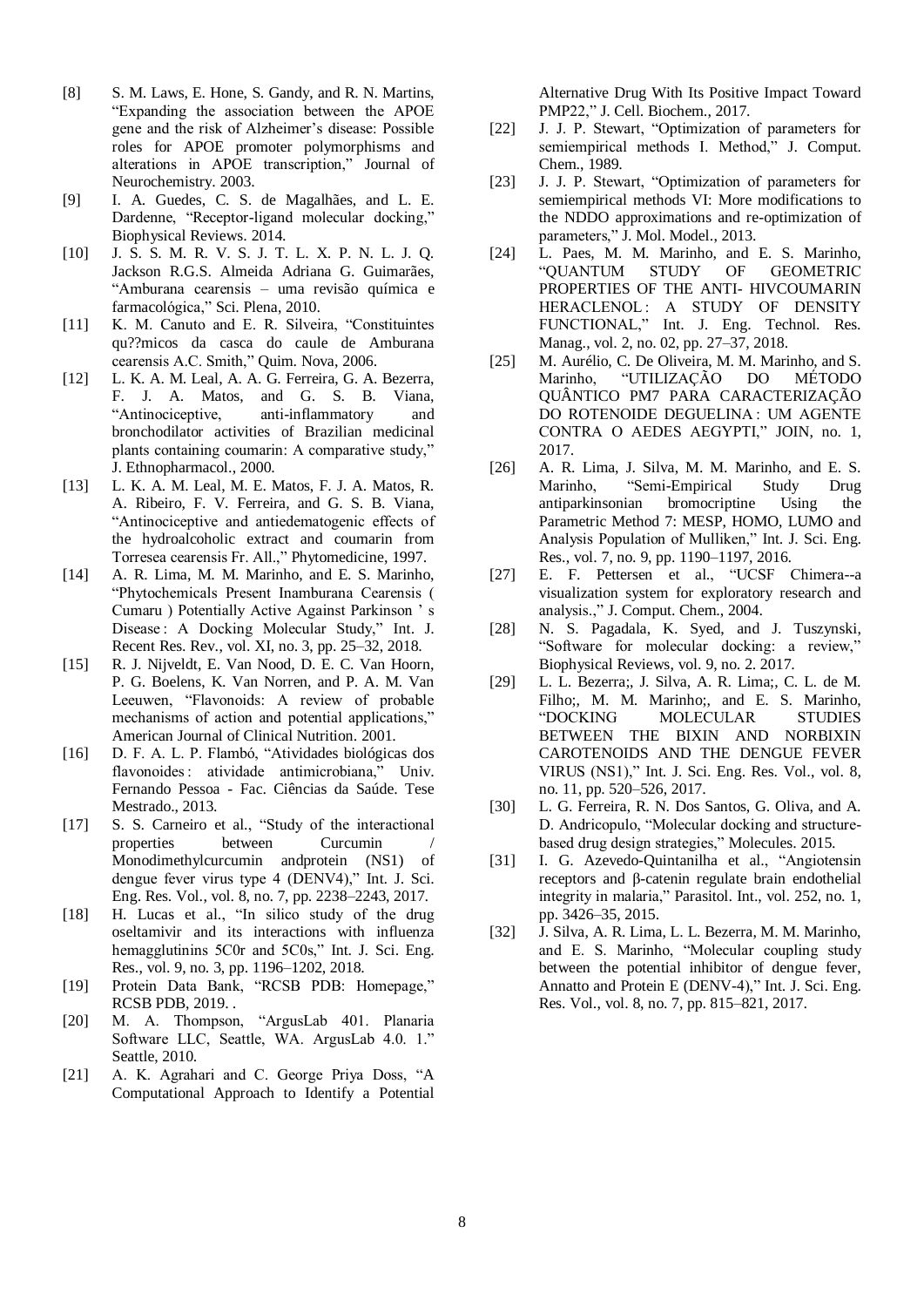[8] S. M. Laws, E. Hone, S. Gandy, and R. N. Martins, "Expanding the association between the APOE gene and the risk of Alzheimer's disease: Possible roles for APOE promoter polymorphisms and alterations in APOE transcription," Journal of Neurochemistry. 2003.

[9] I. A. Guedes, C. S. de Magalhães, and L. E. Dardenne, "Receptor-ligand molecular docking," Biophysical Reviews. 2014.

[10] J. S. S. M. R. V. S. J. T. L. X. P. N. L. J. Q. Jackson R.G.S. Almeida Adriana G. Guimarães, "Amburana cearensis – uma revisão química e farmacológica," Sci. Plena, 2010.

[11] K. M. Canuto and E. R. Silveira, "Constituintes qu??micos da casca do caule de Amburana cearensis A.C. Smith," Quim. Nova, 2006.

[12] L. K. A. M. Leal, A. A. G. Ferreira, G. A. Bezerra, F. J. A. Matos, and G. S. B. Viana, "Antinociceptive, anti-inflammatory and bronchodilator activities of Brazilian medicinal plants containing coumarin: A comparative study," J. Ethnopharmacol., 2000.

[13] L. K. A. M. Leal, M. E. Matos, F. J. A. Matos, R. A. Ribeiro, F. V. Ferreira, and G. S. B. Viana, "Antinociceptive and antiedematogenic effects of the hydroalcoholic extract and coumarin from Torresea cearensis Fr. All.," Phytomedicine, 1997.

[14] A. R. Lima, M. M. Marinho, and E. S. Marinho, "Phytochemicals Present Inamburana Cearensis ( Cumaru ) Potentially Active Against Parkinson ' s Disease : A Docking Molecular Study," Int. J. Recent Res. Rev., vol. XI, no. 3, pp. 25–32, 2018.

[15] R. J. Nijveldt, E. Van Nood, D. E. C. Van Hoorn, P. G. Boelens, K. Van Norren, and P. A. M. Van Leeuwen, "Flavonoids: A review of probable mechanisms of action and potential applications," American Journal of Clinical Nutrition. 2001.

[16] D. F. A. L. P. Flambó, "Atividades biológicas dos flavonoides : atividade antimicrobiana," Univ. Fernando Pessoa - Fac. Ciências da Saúde. Tese Mestrado., 2013.

[17] S. S. Carneiro et al., "Study of the interactional properties between Curcumin / Monodimethylcurcumin andprotein (NS1) of dengue fever virus type 4 (DENV4)," Int. J. Sci. Eng. Res. Vol., vol. 8, no. 7, pp. 2238–2243, 2017.

[18] H. Lucas et al., "In silico study of the drug oseltamivir and its interactions with influenza hemagglutinins 5C0r and 5C0s," Int. J. Sci. Eng. Res., vol. 9, no. 3, pp. 1196–1202, 2018.

[19] Protein Data Bank, "RCSB PDB: Homepage," RCSB PDB, 2019. .

[20] M. A. Thompson, "ArgusLab 401. Planaria Software LLC, Seattle, WA. ArgusLab 4.0. 1." Seattle, 2010.

[21] A. K. Agrahari and C. George Priya Doss, "A Computational Approach to Identify a Potential Alternative Drug With Its Positive Impact Toward PMP22," J. Cell. Biochem., 2017.

[22] J. J. P. Stewart, "Optimization of parameters for semiempirical methods I. Method," J. Comput. Chem., 1989.

[23] J. J. P. Stewart, "Optimization of parameters for semiempirical methods VI: More modifications to the NDDO approximations and re-optimization of parameters," J. Mol. Model., 2013.

[24] L. Paes, M. M. Marinho, and E. S. Marinho, "QUANTUM STUDY OF GEOMETRIC PROPERTIES OF THE ANTI- HIVCOUMARIN HERACLENOL : A STUDY OF DENSITY FUNCTIONAL," Int. J. Eng. Technol. Res. Manag., vol. 2, no. 02, pp. 27–37, 2018.

[25] M. Aurélio, C. De Oliveira, M. M. Marinho, and S. Marinho, "UTILIZAÇÃO DO MÉTODO QUÂNTICO PM7 PARA CARACTERIZAÇÃO DO ROTENOIDE DEGUELINA : UM AGENTE CONTRA O AEDES AEGYPTI," JOIN, no. 1, 2017.

[26] A. R. Lima, J. Silva, M. M. Marinho, and E. S. Marinho, "Semi-Empirical Study Drug antiparkinsonian bromocriptine Using the Parametric Method 7: MESP, HOMO, LUMO and Analysis Population of Mulliken," Int. J. Sci. Eng. Res., vol. 7, no. 9, pp. 1190–1197, 2016.

[27] E. F. Pettersen et al., "UCSF Chimera--a visualization system for exploratory research and analysis.," J. Comput. Chem., 2004.

[28] N. S. Pagadala, K. Syed, and J. Tuszynski, "Software for molecular docking: a review," Biophysical Reviews, vol. 9, no. 2. 2017.

[29] L. L. Bezerra;, J. Silva, A. R. Lima;, C. L. de M. Filho;, M. M. Marinho;, and E. S. Marinho, "DOCKING MOLECULAR STUDIES BETWEEN THE BIXIN AND NORBIXIN CAROTENOIDS AND THE DENGUE FEVER VIRUS (NS1)," Int. J. Sci. Eng. Res. Vol., vol. 8, no. 11, pp. 520–526, 2017.

[30] L. G. Ferreira, R. N. Dos Santos, G. Oliva, and A. D. Andricopulo, "Molecular docking and structure-based drug design strategies," Molecules. 2015.

[31] I. G. Azevedo-Quintanilha et al., "Angiotensin receptors and β-catenin regulate brain endothelial integrity in malaria," Parasitol. Int., vol. 252, no. 1, pp. 3426–35, 2015.

[32] J. Silva, A. R. Lima, L. L. Bezerra, M. M. Marinho, and E. S. Marinho, "Molecular coupling study between the potential inhibitor of dengue fever, Annatto and Protein E (DENV-4)," Int. J. Sci. Eng. Res. Vol., vol. 8, no. 7, pp. 815–821, 2017.